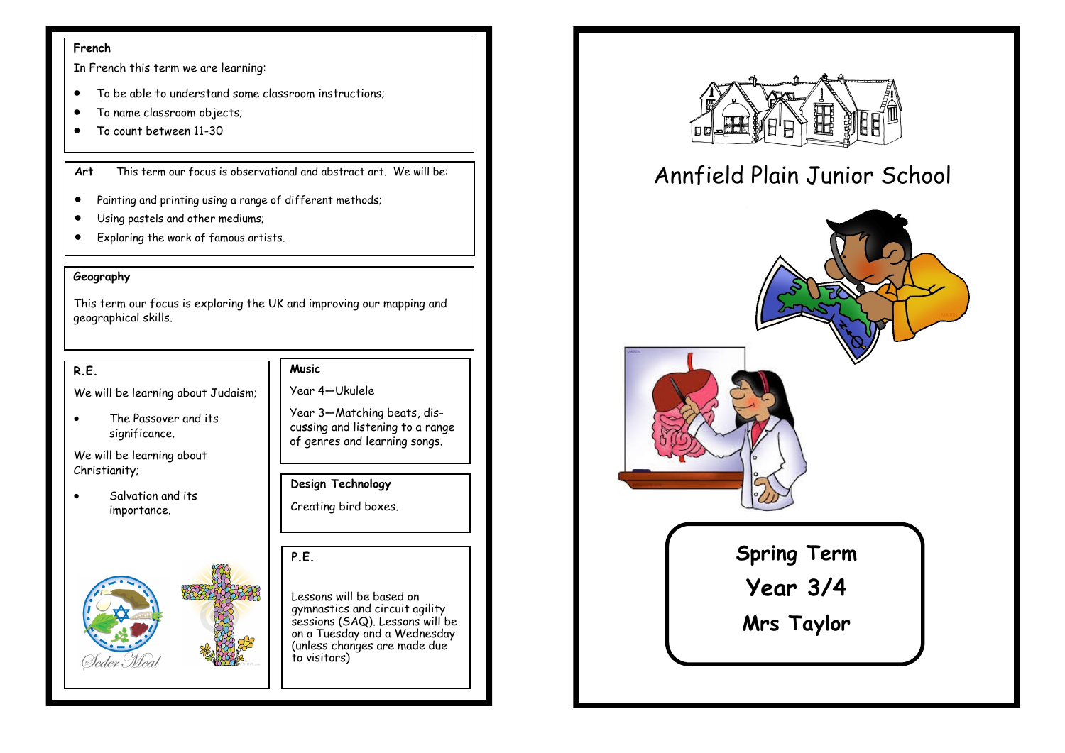## French

In French this term we are learning:

- To be able to understand some classroom instructions;
- To name classroom objects;
- To count between 11-30

## Art

This term our focus is observational and abstract art. We will be:

- Painting and printing using a range of different methods;
- Using pastels and other mediums;
- Exploring the work of famous artists.

## Geography

This term our focus is exploring the UK and improving our mapping and geographical skills.

## R.E.

We will be learning about Judaism;

- The Passover and its significance.

We will be learning about Christianity;

- Salvation and its importance.

Seder Meal

## Music

Year 4—Ukulele

Year 3—Matching beats, discussing and listening to a range of genres and learning songs.

## Design Technology

Creating bird boxes.

## P.E.

Lessons will be based on gymnastics and circuit agility sessions (SAQ). Lessons will be on a Tuesday and a Wednesday (unless changes are made due to visitors)

# Annfield Plain Junior School

**Spring Term**

**Year 3/4**

**Mrs Taylor**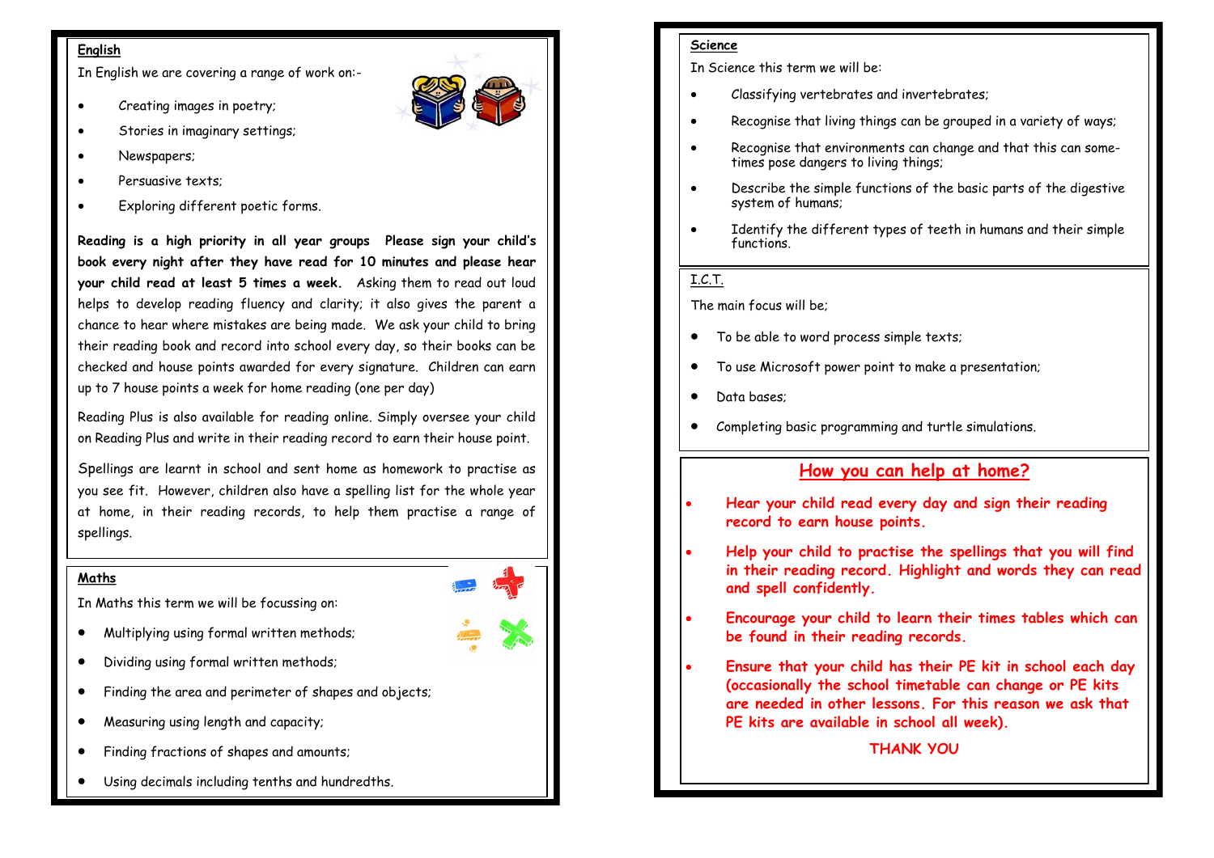## English

In English we are covering a range of work on:-

- Creating images in poetry;
- Stories in imaginary settings;
- Newspapers;
- Persuasive texts;
- Exploring different poetic forms.

**Reading is a high priority in all year groups Please sign your child's book every night after they have read for 10 minutes and please hear your child read at least 5 times a week.** Asking them to read out loud helps to develop reading fluency and clarity; it also gives the parent a chance to hear where mistakes are being made. We ask your child to bring their reading book and record into school every day, so their books can be checked and house points awarded for every signature. Children can earn up to 7 house points a week for home reading (one per day)

Reading Plus is also available for reading online. Simply oversee your child on Reading Plus and write in their reading record to earn their house point.

Spellings are learnt in school and sent home as homework to practise as you see fit. However, children also have a spelling list for the whole year at home, in their reading records, to help them practise a range of spellings.

## Maths

In Maths this term we will be focussing on:

- Multiplying using formal written methods;
- Dividing using formal written methods;
- Finding the area and perimeter of shapes and objects;
- Measuring using length and capacity;
- Finding fractions of shapes and amounts;
- Using decimals including tenths and hundredths.

## Science

In Science this term we will be:

- Classifying vertebrates and invertebrates;
- Recognise that living things can be grouped in a variety of ways;
- Recognise that environments can change and that this can sometimes pose dangers to living things;
- Describe the simple functions of the basic parts of the digestive system of humans;
- Identify the different types of teeth in humans and their simple functions.

## I.C.T.

The main focus will be;

- To be able to word process simple texts;
- To use Microsoft power point to make a presentation;
- Data bases;
- Completing basic programming and turtle simulations.

## How you can help at home?

- **Hear your child read every day and sign their reading record to earn house points.**
- **Help your child to practise the spellings that you will find in their reading record. Highlight and words they can read and spell confidently.**
- **Encourage your child to learn their times tables which can be found in their reading records.**
- **Ensure that your child has their PE kit in school each day (occasionally the school timetable can change or PE kits are needed in other lessons. For this reason we ask that PE kits are available in school all week).**

**THANK YOU**